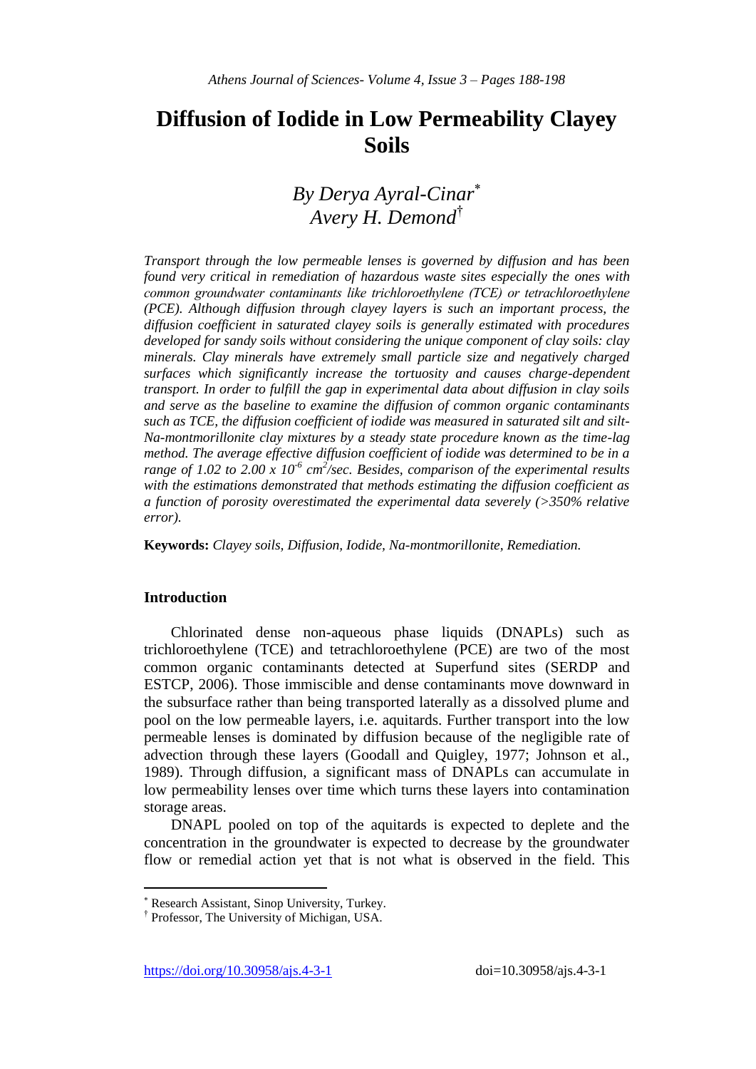# Diffusion of Iodide in Low Permeability Clayey Soils

*By Derya Ayral-Cinar[*]*
*Avery H. Demond[†]*

*Transport through the low permeable lenses is governed by diffusion and has been found very critical in remediation of hazardous waste sites especially the ones with common groundwater contaminants like trichloroethylene (TCE) or tetrachloroethylene (PCE). Although diffusion through clayey layers is such an important process, the diffusion coefficient in saturated clayey soils is generally estimated with procedures developed for sandy soils without considering the unique component of clay soils: clay minerals. Clay minerals have extremely small particle size and negatively charged surfaces which significantly increase the tortuosity and causes charge-dependent transport. In order to fulfill the gap in experimental data about diffusion in clay soils and serve as the baseline to examine the diffusion of common organic contaminants such as TCE, the diffusion coefficient of iodide was measured in saturated silt and silt-Na-montmorillonite clay mixtures by a steady state procedure known as the time-lag method. The average effective diffusion coefficient of iodide was determined to be in a range of 1.02 to 2.00 x $10^{-6}$ $cm^2$/sec. Besides, comparison of the experimental results with the estimations demonstrated that methods estimating the diffusion coefficient as a function of porosity overestimated the experimental data severely (>350% relative error).*

**Keywords:** *Clayey soils, Diffusion, Iodide, Na-montmorillonite, Remediation.*

## Introduction

Chlorinated dense non-aqueous phase liquids (DNAPLs) such as trichloroethylene (TCE) and tetrachloroethylene (PCE) are two of the most common organic contaminants detected at Superfund sites (SERDP and ESTCP, 2006). Those immiscible and dense contaminants move downward in the subsurface rather than being transported laterally as a dissolved plume and pool on the low permeable layers, i.e. aquitards. Further transport into the low permeable lenses is dominated by diffusion because of the negligible rate of advection through these layers (Goodall and Quigley, 1977; Johnson et al., 1989). Through diffusion, a significant mass of DNAPLs can accumulate in low permeability lenses over time which turns these layers into contamination storage areas.

DNAPL pooled on top of the aquitards is expected to deplete and the concentration in the groundwater is expected to decrease by the groundwater flow or remedial action yet that is not what is observed in the field. This

---

[*] Research Assistant, Sinop University, Turkey.

[†] Professor, The University of Michigan, USA.

https://doi.org/10.30958/ajs.4-3-1 doi=10.30958/ajs.4-3-1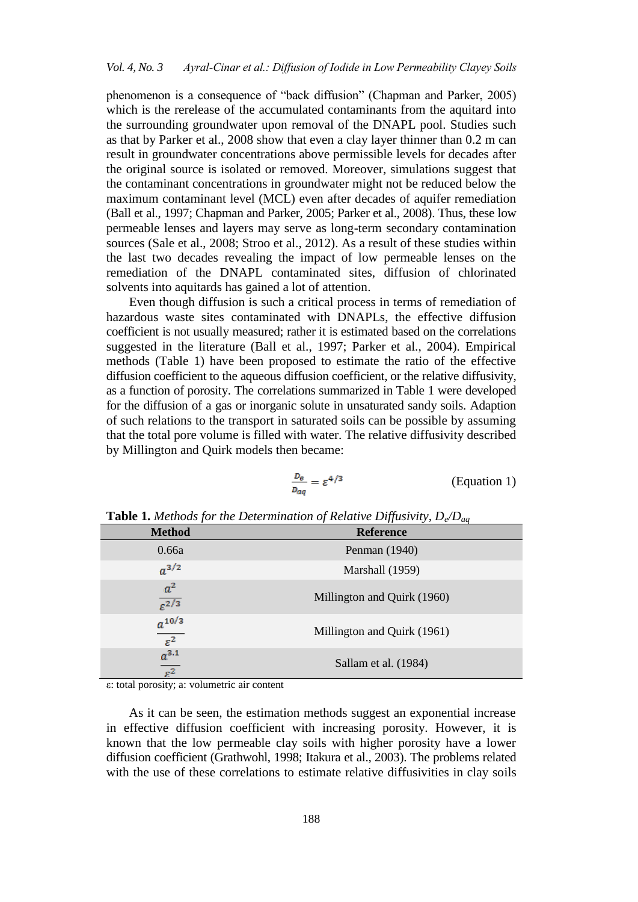phenomenon is a consequence of "back diffusion" (Chapman and Parker, 2005) which is the rerelease of the accumulated contaminants from the aquitard into the surrounding groundwater upon removal of the DNAPL pool. Studies such as that by Parker et al., 2008 show that even a clay layer thinner than 0.2 m can result in groundwater concentrations above permissible levels for decades after the original source is isolated or removed. Moreover, simulations suggest that the contaminant concentrations in groundwater might not be reduced below the maximum contaminant level (MCL) even after decades of aquifer remediation (Ball et al., 1997; Chapman and Parker, 2005; Parker et al., 2008). Thus, these low permeable lenses and layers may serve as long-term secondary contamination sources (Sale et al., 2008; Stroo et al., 2012). As a result of these studies within the last two decades revealing the impact of low permeable lenses on the remediation of the DNAPL contaminated sites, diffusion of chlorinated solvents into aquitards has gained a lot of attention.

Even though diffusion is such a critical process in terms of remediation of hazardous waste sites contaminated with DNAPLs, the effective diffusion coefficient is not usually measured; rather it is estimated based on the correlations suggested in the literature (Ball et al., 1997; Parker et al., 2004). Empirical methods (Table 1) have been proposed to estimate the ratio of the effective diffusion coefficient to the aqueous diffusion coefficient, or the relative diffusivity, as a function of porosity. The correlations summarized in Table 1 were developed for the diffusion of a gas or inorganic solute in unsaturated sandy soils. Adaption of such relations to the transport in saturated soils can be possible by assuming that the total pore volume is filled with water. The relative diffusivity described by Millington and Quirk models then became:

$$\frac{D_e}{D_{aq}} = \varepsilon^{4/3} \quad \text{(Equation 1)}$$

**Table 1.** *Methods for the Determination of Relative Diffusivity, $D_e/D_{aq}$*

| Method | Reference |
|---|---|
| $0.66a$ | Penman (1940) |
| $a^{3/2}$ | Marshall (1959) |
| $\frac{a^2}{\varepsilon^{2/3}}$ | Millington and Quirk (1960) |
| $\frac{a^{10/3}}{\varepsilon^2}$ | Millington and Quirk (1961) |
| $\frac{a^{3.1}}{\varepsilon^2}$ | Sallam et al. (1984) |

ε: total porosity; a: volumetric air content

As it can be seen, the estimation methods suggest an exponential increase in effective diffusion coefficient with increasing porosity. However, it is known that the low permeable clay soils with higher porosity have a lower diffusion coefficient (Grathwohl, 1998; Itakura et al., 2003). The problems related with the use of these correlations to estimate relative diffusivities in clay soils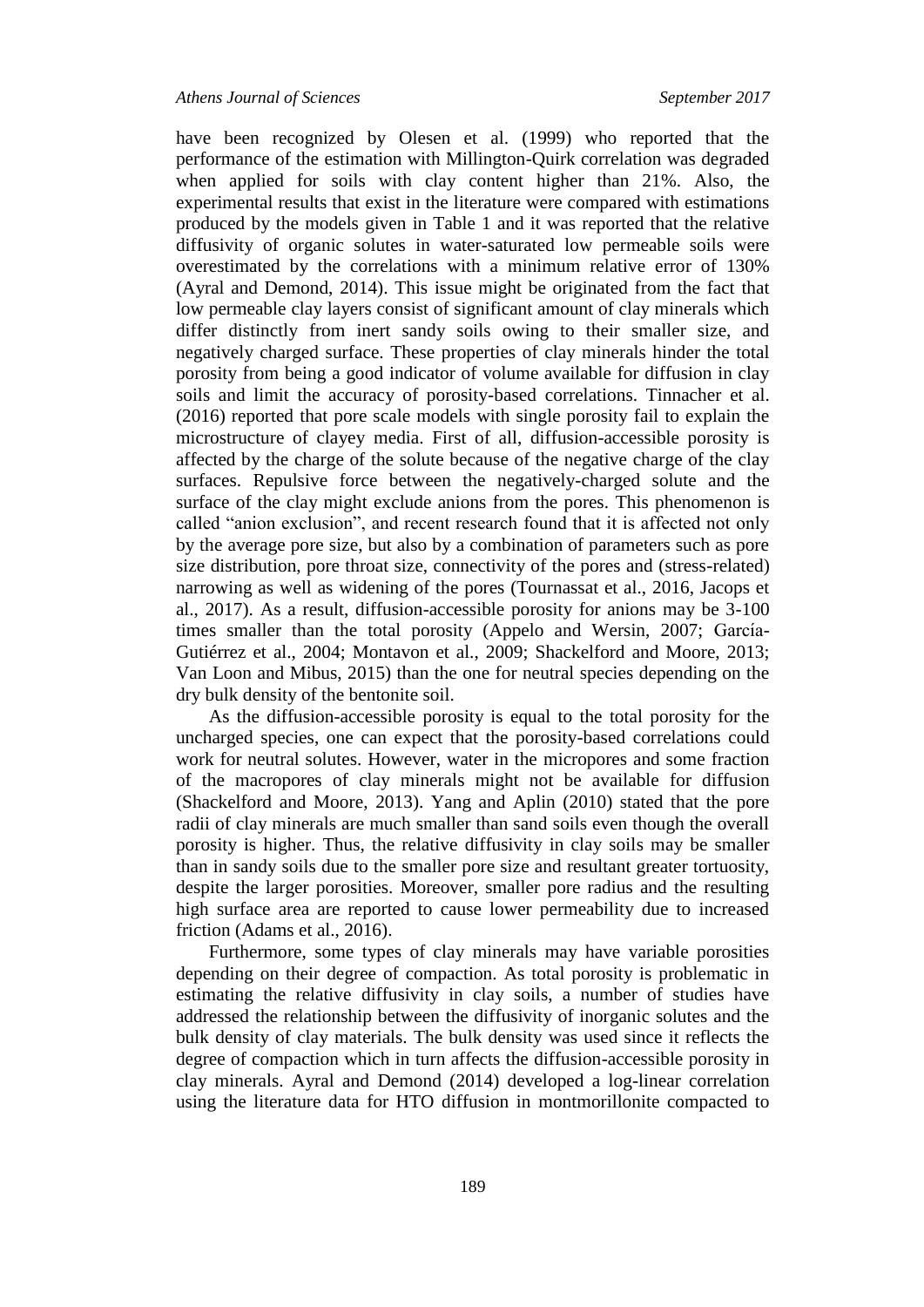have been recognized by Olesen et al. (1999) who reported that the performance of the estimation with Millington-Quirk correlation was degraded when applied for soils with clay content higher than 21%. Also, the experimental results that exist in the literature were compared with estimations produced by the models given in Table 1 and it was reported that the relative diffusivity of organic solutes in water-saturated low permeable soils were overestimated by the correlations with a minimum relative error of 130% (Ayral and Demond, 2014). This issue might be originated from the fact that low permeable clay layers consist of significant amount of clay minerals which differ distinctly from inert sandy soils owing to their smaller size, and negatively charged surface. These properties of clay minerals hinder the total porosity from being a good indicator of volume available for diffusion in clay soils and limit the accuracy of porosity-based correlations. Tinnacher et al. (2016) reported that pore scale models with single porosity fail to explain the microstructure of clayey media. First of all, diffusion-accessible porosity is affected by the charge of the solute because of the negative charge of the clay surfaces. Repulsive force between the negatively-charged solute and the surface of the clay might exclude anions from the pores. This phenomenon is called "anion exclusion", and recent research found that it is affected not only by the average pore size, but also by a combination of parameters such as pore size distribution, pore throat size, connectivity of the pores and (stress-related) narrowing as well as widening of the pores (Tournassat et al., 2016, Jacops et al., 2017). As a result, diffusion-accessible porosity for anions may be 3-100 times smaller than the total porosity (Appelo and Wersin, 2007; García-Gutiérrez et al., 2004; Montavon et al., 2009; Shackelford and Moore, 2013; Van Loon and Mibus, 2015) than the one for neutral species depending on the dry bulk density of the bentonite soil.

As the diffusion-accessible porosity is equal to the total porosity for the uncharged species, one can expect that the porosity-based correlations could work for neutral solutes. However, water in the micropores and some fraction of the macropores of clay minerals might not be available for diffusion (Shackelford and Moore, 2013). Yang and Aplin (2010) stated that the pore radii of clay minerals are much smaller than sand soils even though the overall porosity is higher. Thus, the relative diffusivity in clay soils may be smaller than in sandy soils due to the smaller pore size and resultant greater tortuosity, despite the larger porosities. Moreover, smaller pore radius and the resulting high surface area are reported to cause lower permeability due to increased friction (Adams et al., 2016).

Furthermore, some types of clay minerals may have variable porosities depending on their degree of compaction. As total porosity is problematic in estimating the relative diffusivity in clay soils, a number of studies have addressed the relationship between the diffusivity of inorganic solutes and the bulk density of clay materials. The bulk density was used since it reflects the degree of compaction which in turn affects the diffusion-accessible porosity in clay minerals. Ayral and Demond (2014) developed a log-linear correlation using the literature data for HTO diffusion in montmorillonite compacted to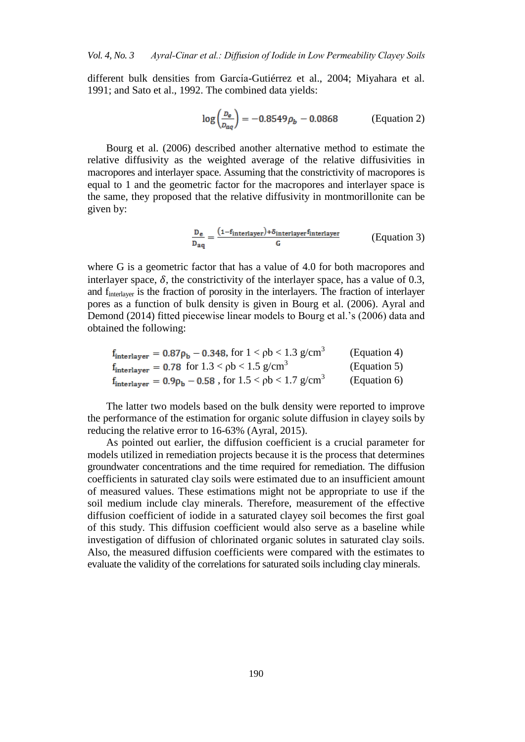different bulk densities from García-Gutiérrez et al., 2004; Miyahara et al. 1991; and Sato et al., 1992. The combined data yields:

$$\log\left(\frac{D_e}{D_{aq}}\right) = -0.8549\rho_b - 0.0868 \qquad \text{(Equation 2)}$$

Bourg et al. (2006) described another alternative method to estimate the relative diffusivity as the weighted average of the relative diffusivities in macropores and interlayer space. Assuming that the constrictivity of macropores is equal to 1 and the geometric factor for the macropores and interlayer space is the same, they proposed that the relative diffusivity in montmorillonite can be given by:

$$\frac{D_e}{D_{aq}} = \frac{(1-f_{interlayer}) + \delta_{interlayer} f_{interlayer}}{G} \qquad \text{(Equation 3)}$$

where G is a geometric factor that has a value of 4.0 for both macropores and interlayer space, $\delta$, the constrictivity of the interlayer space, has a value of 0.3, and $f_{interlayer}$ is the fraction of porosity in the interlayers. The fraction of interlayer pores as a function of bulk density is given in Bourg et al. (2006). Ayral and Demond (2014) fitted piecewise linear models to Bourg et al.'s (2006) data and obtained the following:

$f_{interlayer} = 0.87\rho_b - 0.348$, for $1 < \rho b < 1.3$ g/cm$^3$ (Equation 4)

$f_{interlayer} = 0.78$ for $1.3 < \rho b < 1.5$ g/cm$^3$ (Equation 5)

$f_{interlayer} = 0.9\rho_b - 0.58$ , for $1.5 < \rho b < 1.7$ g/cm$^3$ (Equation 6)

The latter two models based on the bulk density were reported to improve the performance of the estimation for organic solute diffusion in clayey soils by reducing the relative error to 16-63% (Ayral, 2015).

As pointed out earlier, the diffusion coefficient is a crucial parameter for models utilized in remediation projects because it is the process that determines groundwater concentrations and the time required for remediation. The diffusion coefficients in saturated clay soils were estimated due to an insufficient amount of measured values. These estimations might not be appropriate to use if the soil medium include clay minerals. Therefore, measurement of the effective diffusion coefficient of iodide in a saturated clayey soil becomes the first goal of this study. This diffusion coefficient would also serve as a baseline while investigation of diffusion of chlorinated organic solutes in saturated clay soils. Also, the measured diffusion coefficients were compared with the estimates to evaluate the validity of the correlations for saturated soils including clay minerals.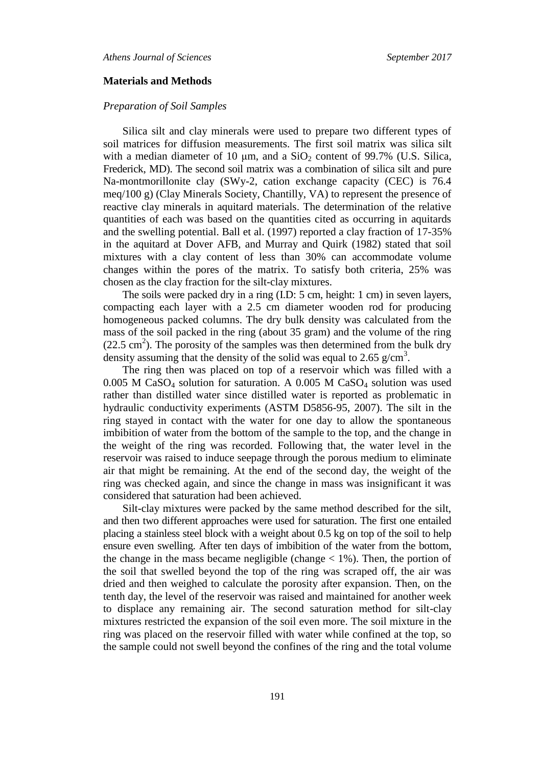## Materials and Methods

### *Preparation of Soil Samples*

Silica silt and clay minerals were used to prepare two different types of soil matrices for diffusion measurements. The first soil matrix was silica silt with a median diameter of 10 μm, and a $SiO_2$ content of 99.7% (U.S. Silica, Frederick, MD). The second soil matrix was a combination of silica silt and pure Na-montmorillonite clay (SWy-2, cation exchange capacity (CEC) is 76.4 meq/100 g) (Clay Minerals Society, Chantilly, VA) to represent the presence of reactive clay minerals in aquitard materials. The determination of the relative quantities of each was based on the quantities cited as occurring in aquitards and the swelling potential. Ball et al. (1997) reported a clay fraction of 17-35% in the aquitard at Dover AFB, and Murray and Quirk (1982) stated that soil mixtures with a clay content of less than 30% can accommodate volume changes within the pores of the matrix. To satisfy both criteria, 25% was chosen as the clay fraction for the silt-clay mixtures.

The soils were packed dry in a ring (I.D: 5 cm, height: 1 cm) in seven layers, compacting each layer with a 2.5 cm diameter wooden rod for producing homogeneous packed columns. The dry bulk density was calculated from the mass of the soil packed in the ring (about 35 gram) and the volume of the ring (22.5 $cm^2$). The porosity of the samples was then determined from the bulk dry density assuming that the density of the solid was equal to 2.65 $g/cm^3$.

The ring then was placed on top of a reservoir which was filled with a 0.005 M $CaSO_4$ solution for saturation. A 0.005 M $CaSO_4$ solution was used rather than distilled water since distilled water is reported as problematic in hydraulic conductivity experiments (ASTM D5856-95, 2007). The silt in the ring stayed in contact with the water for one day to allow the spontaneous imbibition of water from the bottom of the sample to the top, and the change in the weight of the ring was recorded. Following that, the water level in the reservoir was raised to induce seepage through the porous medium to eliminate air that might be remaining. At the end of the second day, the weight of the ring was checked again, and since the change in mass was insignificant it was considered that saturation had been achieved.

Silt-clay mixtures were packed by the same method described for the silt, and then two different approaches were used for saturation. The first one entailed placing a stainless steel block with a weight about 0.5 kg on top of the soil to help ensure even swelling. After ten days of imbibition of the water from the bottom, the change in the mass became negligible (change $< 1\%$). Then, the portion of the soil that swelled beyond the top of the ring was scraped off, the air was dried and then weighed to calculate the porosity after expansion. Then, on the tenth day, the level of the reservoir was raised and maintained for another week to displace any remaining air. The second saturation method for silt-clay mixtures restricted the expansion of the soil even more. The soil mixture in the ring was placed on the reservoir filled with water while confined at the top, so the sample could not swell beyond the confines of the ring and the total volume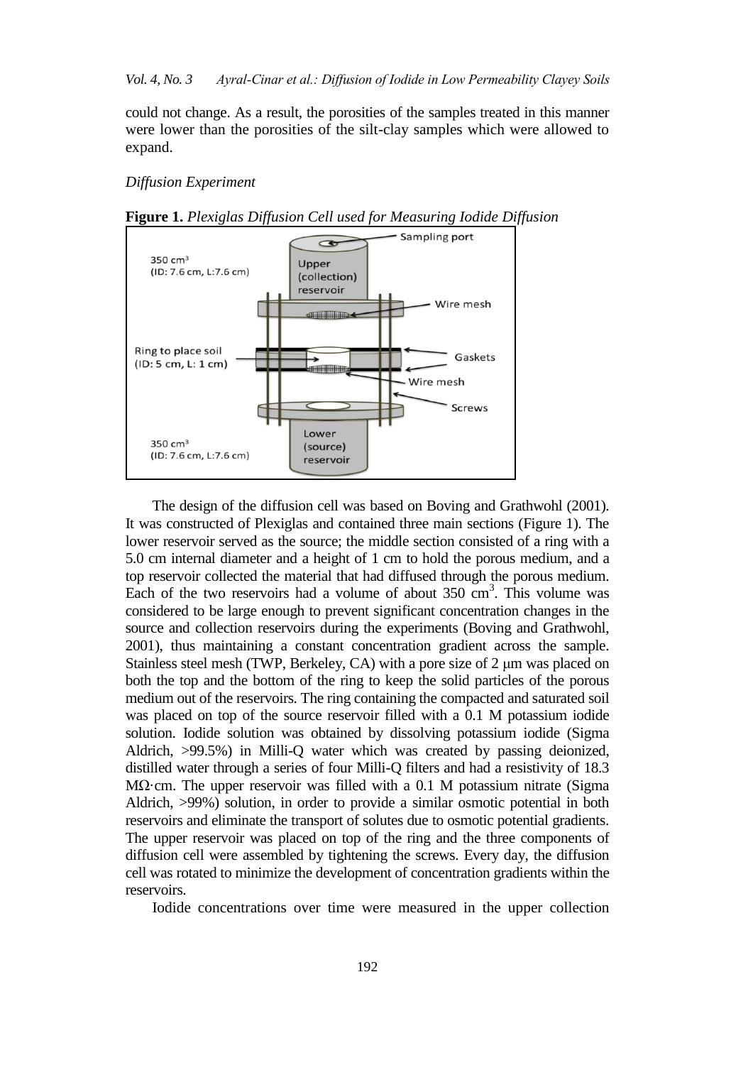could not change. As a result, the porosities of the samples treated in this manner were lower than the porosities of the silt-clay samples which were allowed to expand.

*Diffusion Experiment*

**Figure 1.** *Plexiglas Diffusion Cell used for Measuring Iodide Diffusion*

The design of the diffusion cell was based on Boving and Grathwohl (2001). It was constructed of Plexiglas and contained three main sections (Figure 1). The lower reservoir served as the source; the middle section consisted of a ring with a 5.0 cm internal diameter and a height of 1 cm to hold the porous medium, and a top reservoir collected the material that had diffused through the porous medium. Each of the two reservoirs had a volume of about 350 $cm^3$. This volume was considered to be large enough to prevent significant concentration changes in the source and collection reservoirs during the experiments (Boving and Grathwohl, 2001), thus maintaining a constant concentration gradient across the sample. Stainless steel mesh (TWP, Berkeley, CA) with a pore size of 2 μm was placed on both the top and the bottom of the ring to keep the solid particles of the porous medium out of the reservoirs. The ring containing the compacted and saturated soil was placed on top of the source reservoir filled with a 0.1 M potassium iodide solution. Iodide solution was obtained by dissolving potassium iodide (Sigma Aldrich, >99.5%) in Milli-Q water which was created by passing deionized, distilled water through a series of four Milli-Q filters and had a resistivity of 18.3 MΩ·cm. The upper reservoir was filled with a 0.1 M potassium nitrate (Sigma Aldrich, >99%) solution, in order to provide a similar osmotic potential in both reservoirs and eliminate the transport of solutes due to osmotic potential gradients. The upper reservoir was placed on top of the ring and the three components of diffusion cell were assembled by tightening the screws. Every day, the diffusion cell was rotated to minimize the development of concentration gradients within the reservoirs.

Iodide concentrations over time were measured in the upper collection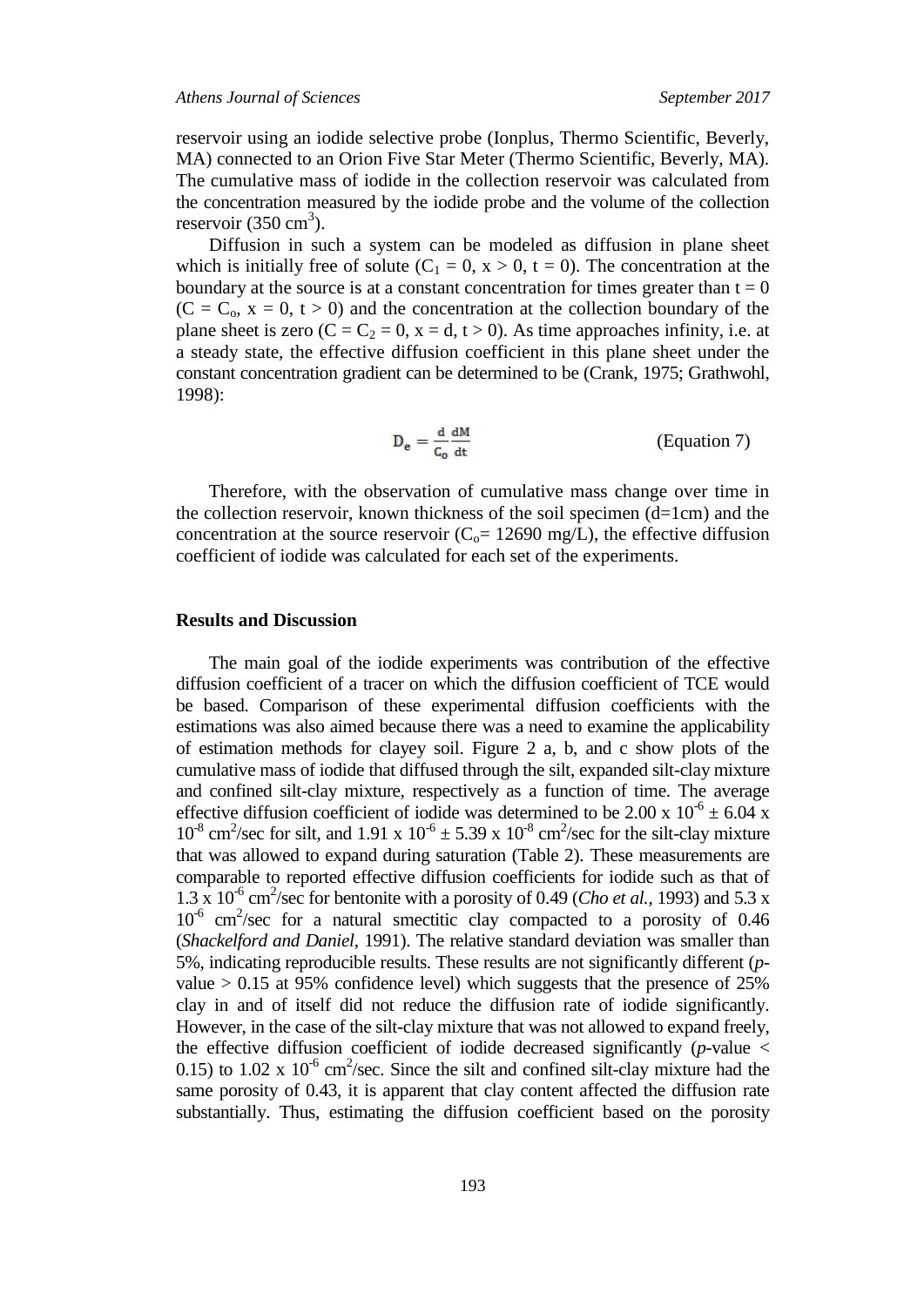reservoir using an iodide selective probe (Ionplus, Thermo Scientific, Beverly, MA) connected to an Orion Five Star Meter (Thermo Scientific, Beverly, MA). The cumulative mass of iodide in the collection reservoir was calculated from the concentration measured by the iodide probe and the volume of the collection reservoir (350 $cm^3$).

Diffusion in such a system can be modeled as diffusion in plane sheet which is initially free of solute ($C_1 = 0$, $x > 0$, $t = 0$). The concentration at the boundary at the source is at a constant concentration for times greater than $t = 0$ ($C = C_o$, $x = 0$, $t > 0$) and the concentration at the collection boundary of the plane sheet is zero ($C = C_2 = 0$, $x = d$, $t > 0$). As time approaches infinity, i.e. at a steady state, the effective diffusion coefficient in this plane sheet under the constant concentration gradient can be determined to be (Crank, 1975; Grathwohl, 1998):

$$D_e = \frac{d}{C_o}\frac{dM}{dt} \qquad \text{(Equation 7)}$$

Therefore, with the observation of cumulative mass change over time in the collection reservoir, known thickness of the soil specimen (d=1cm) and the concentration at the source reservoir ($C_o$= 12690 mg/L), the effective diffusion coefficient of iodide was calculated for each set of the experiments.

## Results and Discussion

The main goal of the iodide experiments was contribution of the effective diffusion coefficient of a tracer on which the diffusion coefficient of TCE would be based. Comparison of these experimental diffusion coefficients with the estimations was also aimed because there was a need to examine the applicability of estimation methods for clayey soil. Figure 2 a, b, and c show plots of the cumulative mass of iodide that diffused through the silt, expanded silt-clay mixture and confined silt-clay mixture, respectively as a function of time. The average effective diffusion coefficient of iodide was determined to be $2.00 \times 10^{-6} \pm 6.04 \times 10^{-8}$ $cm^2$/sec for silt, and $1.91 \times 10^{-6} \pm 5.39 \times 10^{-8}$ $cm^2$/sec for the silt-clay mixture that was allowed to expand during saturation (Table 2). These measurements are comparable to reported effective diffusion coefficients for iodide such as that of $1.3 \times 10^{-6}$ $cm^2$/sec for bentonite with a porosity of 0.49 (*Cho et al.*, 1993) and $5.3 \times 10^{-6}$ $cm^2$/sec for a natural smectitic clay compacted to a porosity of 0.46 (*Shackelford and Daniel*, 1991). The relative standard deviation was smaller than 5%, indicating reproducible results. These results are not significantly different (*p*-value $> 0.15$ at 95% confidence level) which suggests that the presence of 25% clay in and of itself did not reduce the diffusion rate of iodide significantly. However, in the case of the silt-clay mixture that was not allowed to expand freely, the effective diffusion coefficient of iodide decreased significantly (*p*-value $<$ 0.15) to $1.02 \times 10^{-6}$ $cm^2$/sec. Since the silt and confined silt-clay mixture had the same porosity of 0.43, it is apparent that clay content affected the diffusion rate substantially. Thus, estimating the diffusion coefficient based on the porosity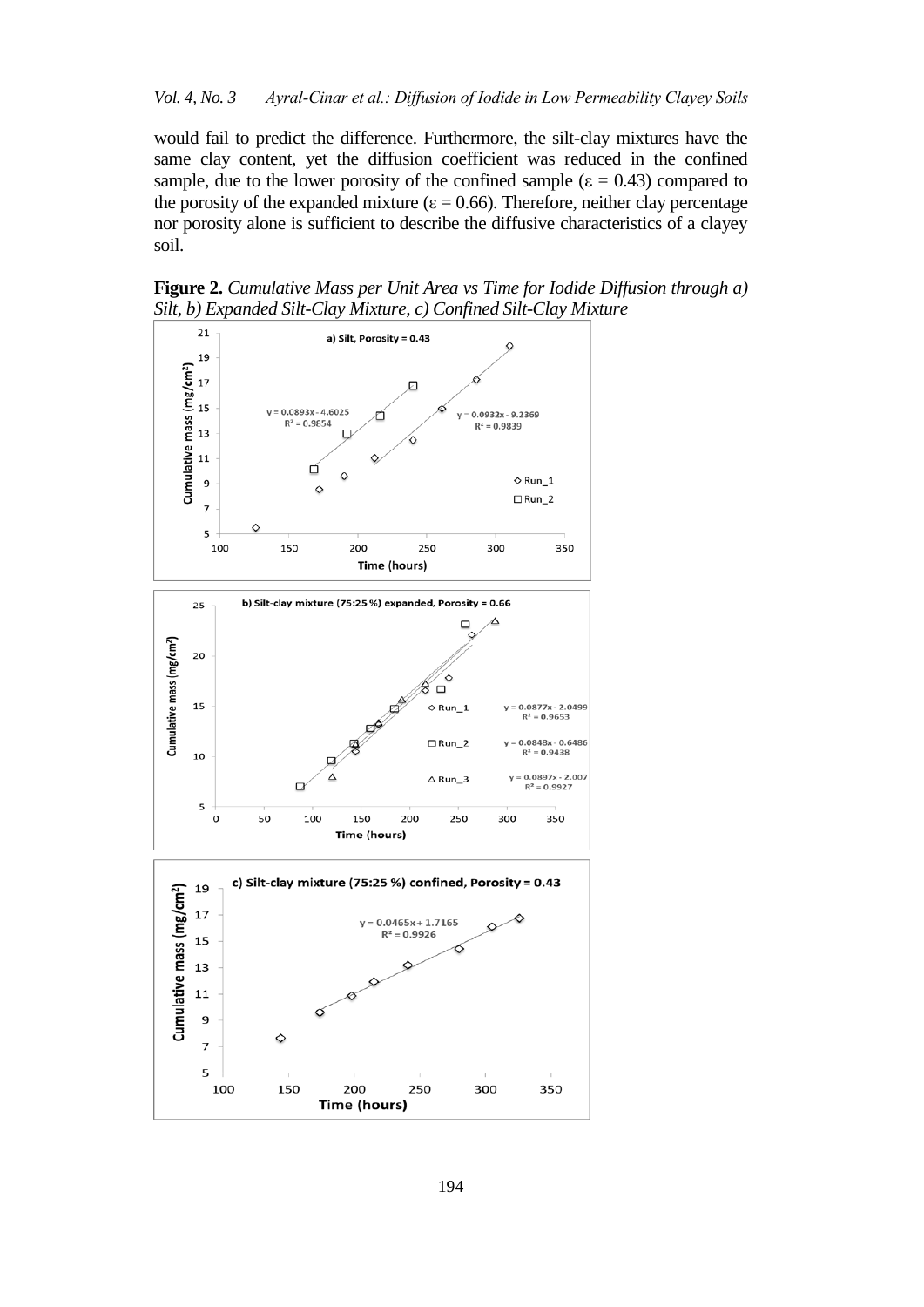would fail to predict the difference. Furthermore, the silt-clay mixtures have the same clay content, yet the diffusion coefficient was reduced in the confined sample, due to the lower porosity of the confined sample ($\varepsilon = 0.43$) compared to the porosity of the expanded mixture ($\varepsilon = 0.66$). Therefore, neither clay percentage nor porosity alone is sufficient to describe the diffusive characteristics of a clayey soil.

**Figure 2.** *Cumulative Mass per Unit Area vs Time for Iodide Diffusion through a) Silt, b) Expanded Silt-Clay Mixture, c) Confined Silt-Clay Mixture*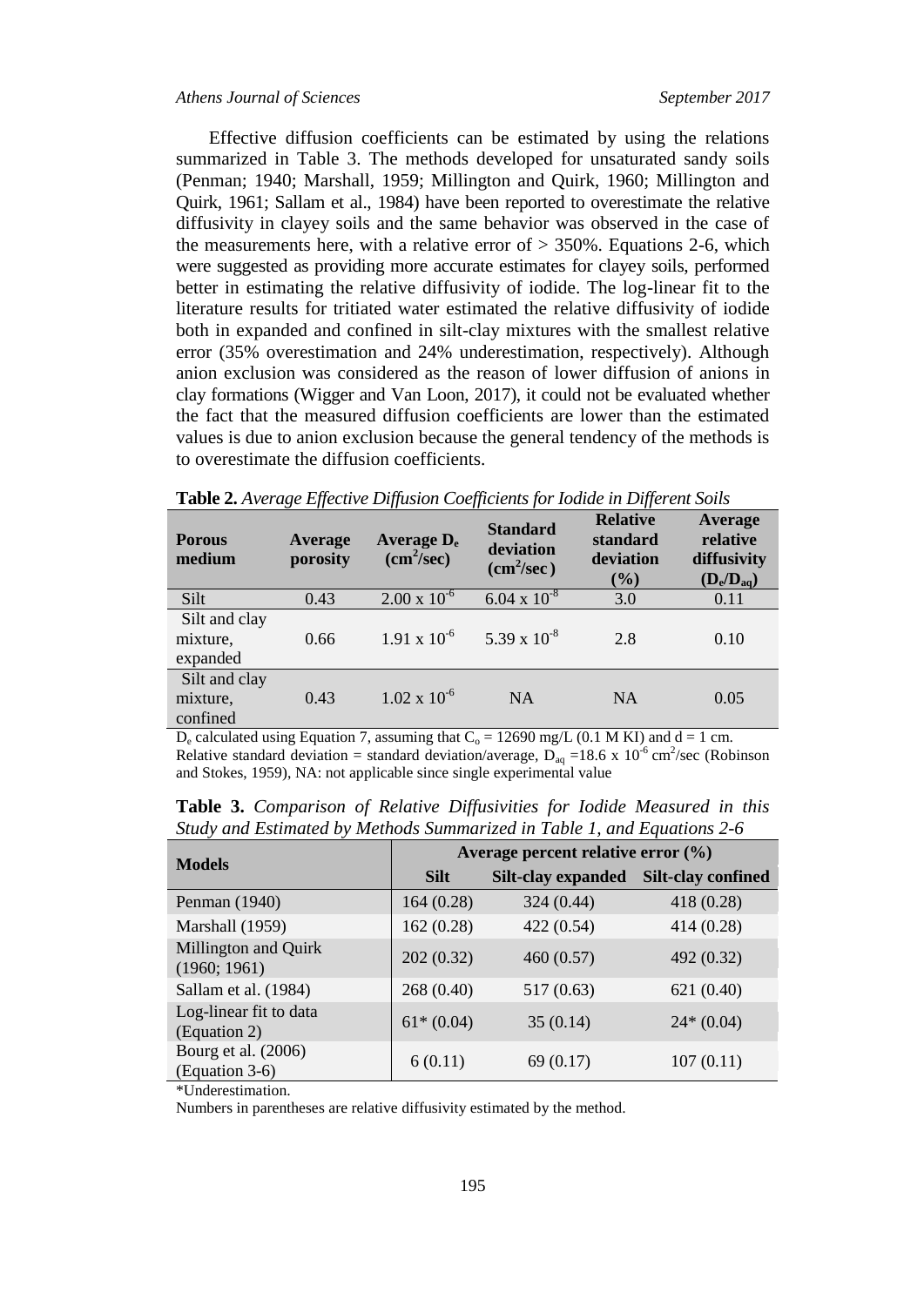Effective diffusion coefficients can be estimated by using the relations summarized in Table 3. The methods developed for unsaturated sandy soils (Penman; 1940; Marshall, 1959; Millington and Quirk, 1960; Millington and Quirk, 1961; Sallam et al., 1984) have been reported to overestimate the relative diffusivity in clayey soils and the same behavior was observed in the case of the measurements here, with a relative error of > 350%. Equations 2-6, which were suggested as providing more accurate estimates for clayey soils, performed better in estimating the relative diffusivity of iodide. The log-linear fit to the literature results for tritiated water estimated the relative diffusivity of iodide both in expanded and confined in silt-clay mixtures with the smallest relative error (35% overestimation and 24% underestimation, respectively). Although anion exclusion was considered as the reason of lower diffusion of anions in clay formations (Wigger and Van Loon, 2017), it could not be evaluated whether the fact that the measured diffusion coefficients are lower than the estimated values is due to anion exclusion because the general tendency of the methods is to overestimate the diffusion coefficients.

**Table 2.** *Average Effective Diffusion Coefficients for Iodide in Different Soils*

| Porous medium | Average porosity | Average $D_e$ ($cm^2/sec$) | Standard deviation ($cm^2/sec$) | Relative standard deviation (%) | Average relative diffusivity ($D_e/D_{aq}$) |
|---|---|---|---|---|---|
| Silt | 0.43 | $2.00 \times 10^{-6}$ | $6.04 \times 10^{-8}$ | 3.0 | 0.11 |
| Silt and clay mixture, expanded | 0.66 | $1.91 \times 10^{-6}$ | $5.39 \times 10^{-8}$ | 2.8 | 0.10 |
| Silt and clay mixture, confined | 0.43 | $1.02 \times 10^{-6}$ | NA | NA | 0.05 |

$D_e$ calculated using Equation 7, assuming that $C_o$ = 12690 mg/L (0.1 M KI) and d = 1 cm.
Relative standard deviation = standard deviation/average, $D_{aq}$ =18.6 x $10^{-6}$ $cm^2$/sec (Robinson and Stokes, 1959), NA: not applicable since single experimental value

**Table 3.** *Comparison of Relative Diffusivities for Iodide Measured in this Study and Estimated by Methods Summarized in Table 1, and Equations 2-6*

| Models | Average percent relative error (%) | | |
|---|---|---|---|
| | Silt | Silt-clay expanded | Silt-clay confined |
| Penman (1940) | 164 (0.28) | 324 (0.44) | 418 (0.28) |
| Marshall (1959) | 162 (0.28) | 422 (0.54) | 414 (0.28) |
| Millington and Quirk (1960; 1961) | 202 (0.32) | 460 (0.57) | 492 (0.32) |
| Sallam et al. (1984) | 268 (0.40) | 517 (0.63) | 621 (0.40) |
| Log-linear fit to data (Equation 2) | 61* (0.04) | 35 (0.14) | 24* (0.04) |
| Bourg et al. (2006) (Equation 3-6) | 6 (0.11) | 69 (0.17) | 107 (0.11) |

*Underestimation.
Numbers in parentheses are relative diffusivity estimated by the method.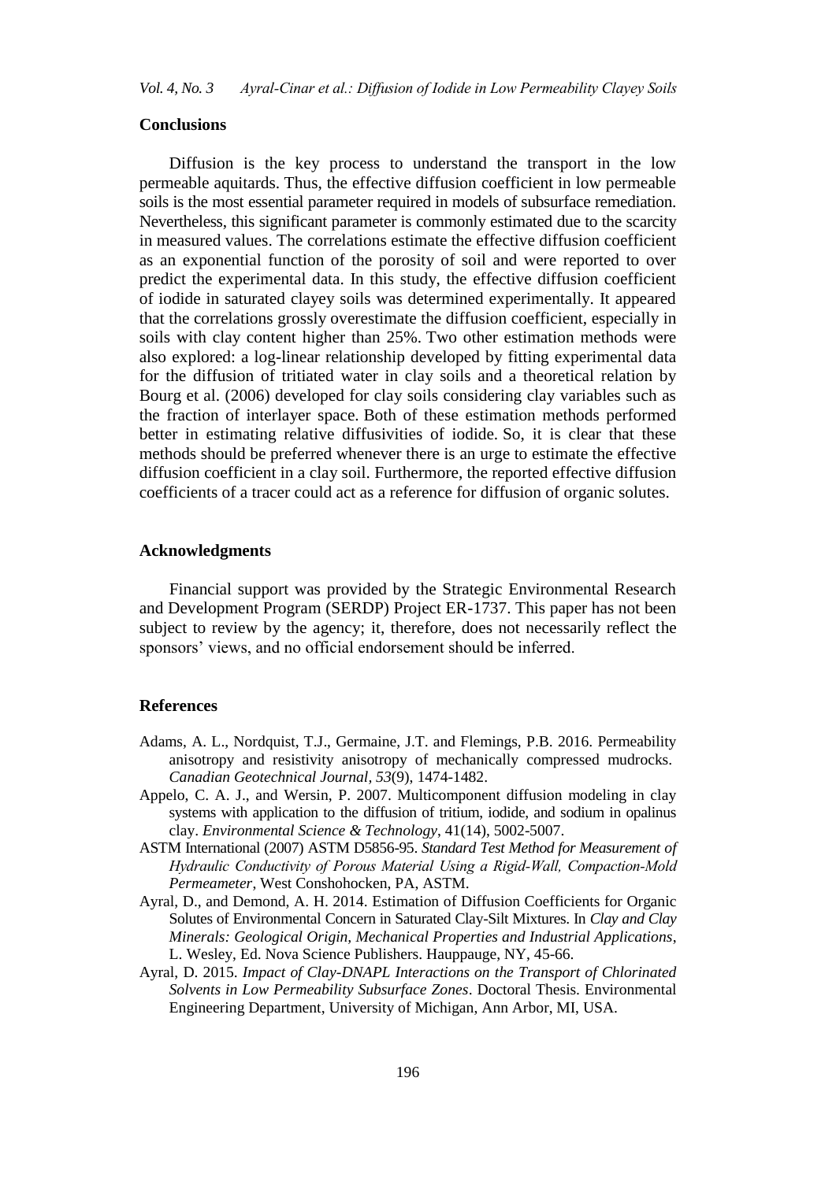## Conclusions

Diffusion is the key process to understand the transport in the low permeable aquitards. Thus, the effective diffusion coefficient in low permeable soils is the most essential parameter required in models of subsurface remediation. Nevertheless, this significant parameter is commonly estimated due to the scarcity in measured values. The correlations estimate the effective diffusion coefficient as an exponential function of the porosity of soil and were reported to over predict the experimental data. In this study, the effective diffusion coefficient of iodide in saturated clayey soils was determined experimentally. It appeared that the correlations grossly overestimate the diffusion coefficient, especially in soils with clay content higher than 25%. Two other estimation methods were also explored: a log-linear relationship developed by fitting experimental data for the diffusion of tritiated water in clay soils and a theoretical relation by Bourg et al. (2006) developed for clay soils considering clay variables such as the fraction of interlayer space. Both of these estimation methods performed better in estimating relative diffusivities of iodide. So, it is clear that these methods should be preferred whenever there is an urge to estimate the effective diffusion coefficient in a clay soil. Furthermore, the reported effective diffusion coefficients of a tracer could act as a reference for diffusion of organic solutes.

## Acknowledgments

Financial support was provided by the Strategic Environmental Research and Development Program (SERDP) Project ER-1737. This paper has not been subject to review by the agency; it, therefore, does not necessarily reflect the sponsors' views, and no official endorsement should be inferred.

## References

Adams, A. L., Nordquist, T.J., Germaine, J.T. and Flemings, P.B. 2016. Permeability anisotropy and resistivity anisotropy of mechanically compressed mudrocks. *Canadian Geotechnical Journal*, *53*(9), 1474-1482.

Appelo, C. A. J., and Wersin, P. 2007. Multicomponent diffusion modeling in clay systems with application to the diffusion of tritium, iodide, and sodium in opalinus clay. *Environmental Science & Technology*, 41(14), 5002-5007.

ASTM International (2007) ASTM D5856-95. *Standard Test Method for Measurement of Hydraulic Conductivity of Porous Material Using a Rigid-Wall, Compaction-Mold Permeameter*, West Conshohocken, PA, ASTM.

Ayral, D., and Demond, A. H. 2014. Estimation of Diffusion Coefficients for Organic Solutes of Environmental Concern in Saturated Clay-Silt Mixtures. In *Clay and Clay Minerals: Geological Origin, Mechanical Properties and Industrial Applications*, L. Wesley, Ed. Nova Science Publishers. Hauppauge, NY, 45-66.

Ayral, D. 2015. *Impact of Clay-DNAPL Interactions on the Transport of Chlorinated Solvents in Low Permeability Subsurface Zones*. Doctoral Thesis. Environmental Engineering Department, University of Michigan, Ann Arbor, MI, USA.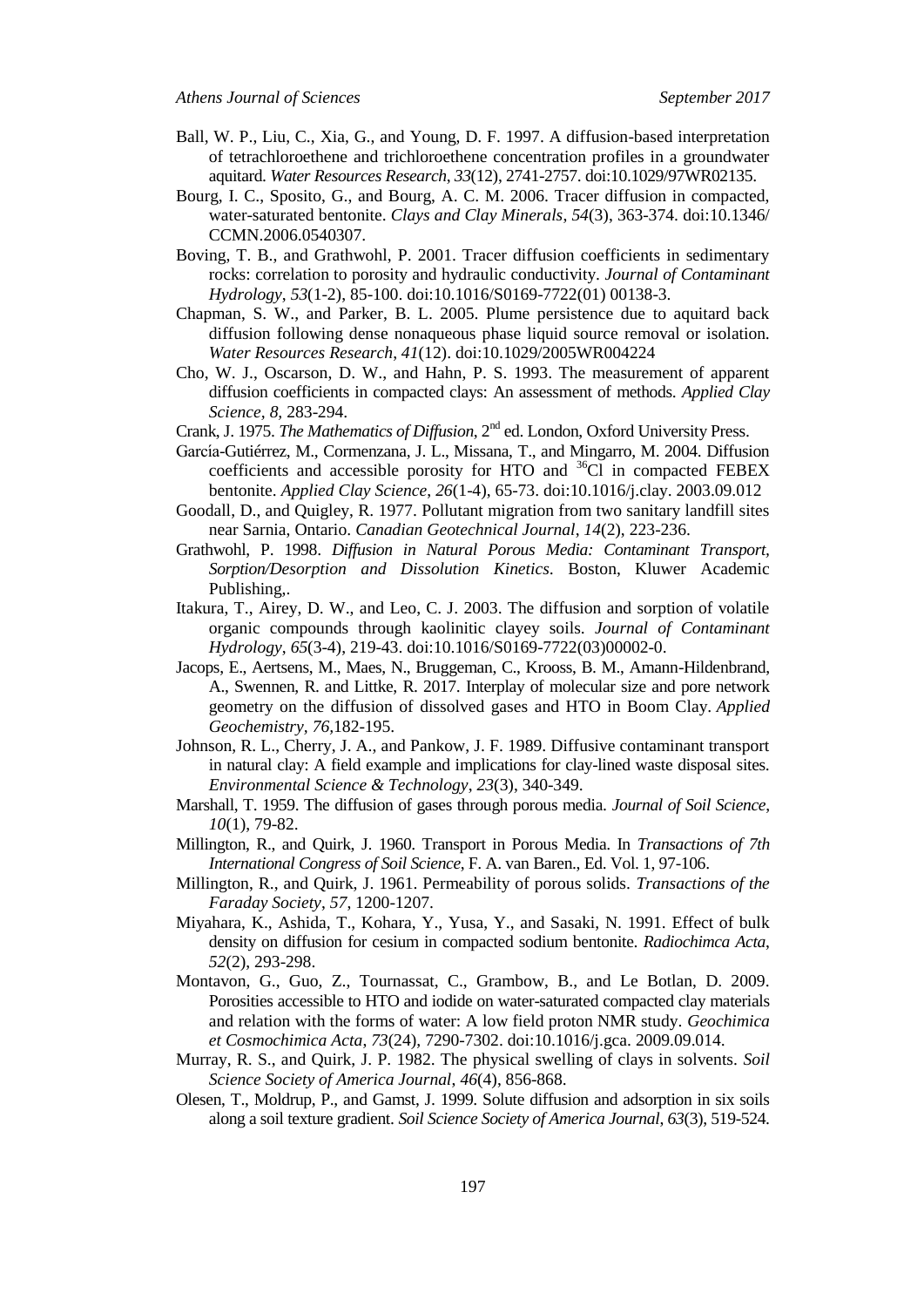Ball, W. P., Liu, C., Xia, G., and Young, D. F. 1997. A diffusion-based interpretation of tetrachloroethene and trichloroethene concentration profiles in a groundwater aquitard. *Water Resources Research*, *33*(12), 2741-2757. doi:10.1029/97WR02135.

Bourg, I. C., Sposito, G., and Bourg, A. C. M. 2006. Tracer diffusion in compacted, water-saturated bentonite. *Clays and Clay Minerals*, *54*(3), 363-374. doi:10.1346/CCMN.2006.0540307.

Boving, T. B., and Grathwohl, P. 2001. Tracer diffusion coefficients in sedimentary rocks: correlation to porosity and hydraulic conductivity. *Journal of Contaminant Hydrology*, *53*(1-2), 85-100. doi:10.1016/S0169-7722(01) 00138-3.

Chapman, S. W., and Parker, B. L. 2005. Plume persistence due to aquitard back diffusion following dense nonaqueous phase liquid source removal or isolation. *Water Resources Research*, *41*(12). doi:10.1029/2005WR004224

Cho, W. J., Oscarson, D. W., and Hahn, P. S. 1993. The measurement of apparent diffusion coefficients in compacted clays: An assessment of methods. *Applied Clay Science*, *8*, 283-294.

Crank, J. 1975. *The Mathematics of Diffusion*, 2nd ed. London, Oxford University Press.

García-Gutiérrez, M., Cormenzana, J. L., Missana, T., and Mingarro, M. 2004. Diffusion coefficients and accessible porosity for HTO and $^{36}Cl$ in compacted FEBEX bentonite. *Applied Clay Science*, *26*(1-4), 65-73. doi:10.1016/j.clay. 2003.09.012

Goodall, D., and Quigley, R. 1977. Pollutant migration from two sanitary landfill sites near Sarnia, Ontario. *Canadian Geotechnical Journal*, *14*(2), 223-236.

Grathwohl, P. 1998. *Diffusion in Natural Porous Media: Contaminant Transport, Sorption/Desorption and Dissolution Kinetics*. Boston, Kluwer Academic Publishing,.

Itakura, T., Airey, D. W., and Leo, C. J. 2003. The diffusion and sorption of volatile organic compounds through kaolinitic clayey soils. *Journal of Contaminant Hydrology*, *65*(3-4), 219-43. doi:10.1016/S0169-7722(03)00002-0.

Jacops, E., Aertsens, M., Maes, N., Bruggeman, C., Krooss, B. M., Amann-Hildenbrand, A., Swennen, R. and Littke, R. 2017. Interplay of molecular size and pore network geometry on the diffusion of dissolved gases and HTO in Boom Clay. *Applied Geochemistry*, *76*,182-195.

Johnson, R. L., Cherry, J. A., and Pankow, J. F. 1989. Diffusive contaminant transport in natural clay: A field example and implications for clay-lined waste disposal sites. *Environmental Science & Technology*, *23*(3), 340-349.

Marshall, T. 1959. The diffusion of gases through porous media. *Journal of Soil Science*, *10*(1), 79-82.

Millington, R., and Quirk, J. 1960. Transport in Porous Media. In *Transactions of 7th International Congress of Soil Science*, F. A. van Baren., Ed. Vol. 1, 97-106.

Millington, R., and Quirk, J. 1961. Permeability of porous solids. *Transactions of the Faraday Society*, *57*, 1200-1207.

Miyahara, K., Ashida, T., Kohara, Y., Yusa, Y., and Sasaki, N. 1991. Effect of bulk density on diffusion for cesium in compacted sodium bentonite. *Radiochimca Acta*, *52*(2), 293-298.

Montavon, G., Guo, Z., Tournassat, C., Grambow, B., and Le Botlan, D. 2009. Porosities accessible to HTO and iodide on water-saturated compacted clay materials and relation with the forms of water: A low field proton NMR study. *Geochimica et Cosmochimica Acta*, *73*(24), 7290-7302. doi:10.1016/j.gca. 2009.09.014.

Murray, R. S., and Quirk, J. P. 1982. The physical swelling of clays in solvents. *Soil Science Society of America Journal*, *46*(4), 856-868.

Olesen, T., Moldrup, P., and Gamst, J. 1999. Solute diffusion and adsorption in six soils along a soil texture gradient. *Soil Science Society of America Journal*, *63*(3), 519-524.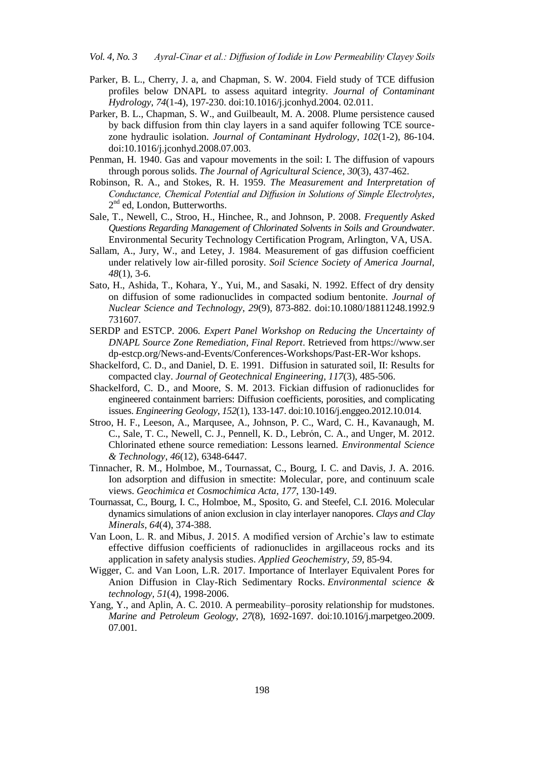Parker, B. L., Cherry, J. a, and Chapman, S. W. 2004. Field study of TCE diffusion profiles below DNAPL to assess aquitard integrity. *Journal of Contaminant Hydrology*, *74*(1-4), 197-230. doi:10.1016/j.jconhyd.2004. 02.011.

Parker, B. L., Chapman, S. W., and Guilbeault, M. A. 2008. Plume persistence caused by back diffusion from thin clay layers in a sand aquifer following TCE source-zone hydraulic isolation. *Journal of Contaminant Hydrology*, *102*(1-2), 86-104. doi:10.1016/j.jconhyd.2008.07.003.

Penman, H. 1940. Gas and vapour movements in the soil: I. The diffusion of vapours through porous solids. *The Journal of Agricultural Science*, *30*(3), 437-462.

Robinson, R. A., and Stokes, R. H. 1959. *The Measurement and Interpretation of Conductance, Chemical Potential and Diffusion in Solutions of Simple Electrolytes*, 2nd ed, London, Butterworths.

Sale, T., Newell, C., Stroo, H., Hinchee, R., and Johnson, P. 2008. *Frequently Asked Questions Regarding Management of Chlorinated Solvents in Soils and Groundwater*. Environmental Security Technology Certification Program, Arlington, VA, USA.

Sallam, A., Jury, W., and Letey, J. 1984. Measurement of gas diffusion coefficient under relatively low air-filled porosity. *Soil Science Society of America Journal, 48*(1), 3-6.

Sato, H., Ashida, T., Kohara, Y., Yui, M., and Sasaki, N. 1992. Effect of dry density on diffusion of some radionuclides in compacted sodium bentonite. *Journal of Nuclear Science and Technology*, *29*(9), 873-882. doi:10.1080/18811248.1992.9 731607.

SERDP and ESTCP. 2006. *Expert Panel Workshop on Reducing the Uncertainty of DNAPL Source Zone Remediation, Final Report*. Retrieved from https://www.ser dp-estcp.org/News-and-Events/Conferences-Workshops/Past-ER-Wor kshops.

Shackelford, C. D., and Daniel, D. E. 1991. Diffusion in saturated soil, II: Results for compacted clay. *Journal of Geotechnical Engineering, 117*(3), 485-506.

Shackelford, C. D., and Moore, S. M. 2013. Fickian diffusion of radionuclides for engineered containment barriers: Diffusion coefficients, porosities, and complicating issues. *Engineering Geology*, *152*(1), 133-147. doi:10.1016/j.enggeo.2012.10.014.

Stroo, H. F., Leeson, A., Marqusee, A., Johnson, P. C., Ward, C. H., Kavanaugh, M. C., Sale, T. C., Newell, C. J., Pennell, K. D., Lebrón, C. A., and Unger, M. 2012. Chlorinated ethene source remediation: Lessons learned. *Environmental Science & Technology*, *46*(12), 6348-6447.

Tinnacher, R. M., Holmboe, M., Tournassat, C., Bourg, I. C. and Davis, J. A. 2016. Ion adsorption and diffusion in smectite: Molecular, pore, and continuum scale views. *Geochimica et Cosmochimica Acta, 177*, 130-149.

Tournassat, C., Bourg, I. C., Holmboe, M., Sposito, G. and Steefel, C.I. 2016. Molecular dynamics simulations of anion exclusion in clay interlayer nanopores. *Clays and Clay Minerals, 64*(4), 374-388.

Van Loon, L. R. and Mibus, J. 2015. A modified version of Archie's law to estimate effective diffusion coefficients of radionuclides in argillaceous rocks and its application in safety analysis studies. *Applied Geochemistry, 59*, 85-94.

Wigger, C. and Van Loon, L.R. 2017. Importance of Interlayer Equivalent Pores for Anion Diffusion in Clay-Rich Sedimentary Rocks. *Environmental science & technology, 51*(4), 1998-2006.

Yang, Y., and Aplin, A. C. 2010. A permeability–porosity relationship for mudstones. *Marine and Petroleum Geology*, *27*(8), 1692-1697. doi:10.1016/j.marpetgeo.2009. 07.001.